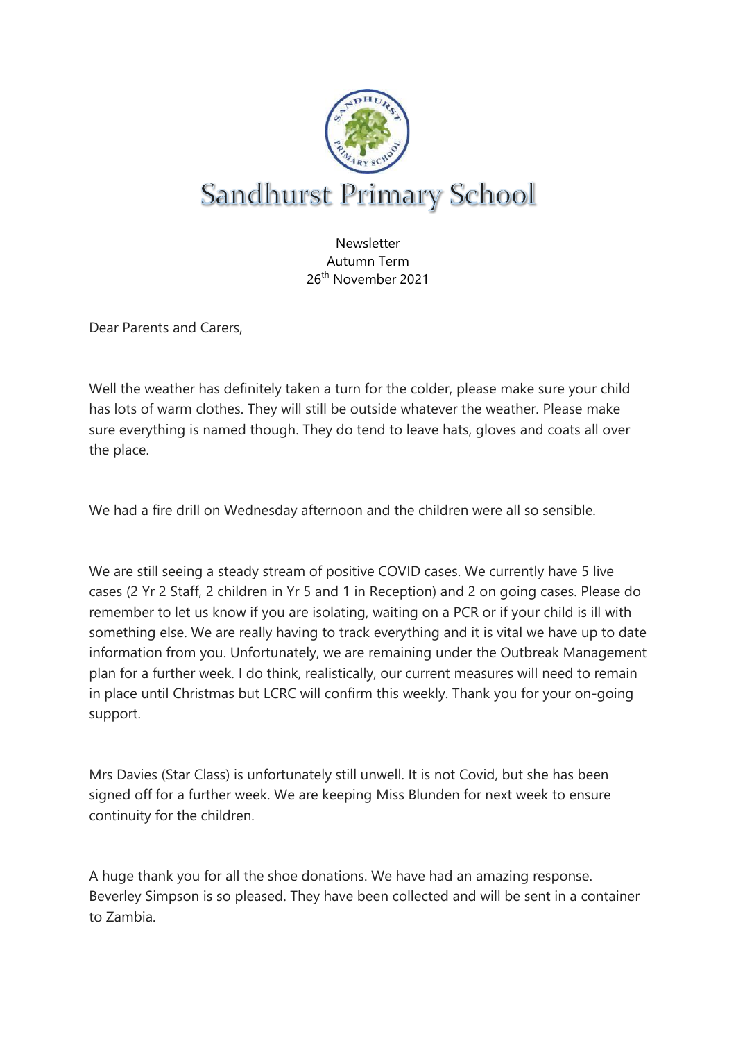# Sandhurst Primary School

Newsletter
Autumn Term
26th November 2021

Dear Parents and Carers,

Well the weather has definitely taken a turn for the colder, please make sure your child has lots of warm clothes. They will still be outside whatever the weather. Please make sure everything is named though. They do tend to leave hats, gloves and coats all over the place.

We had a fire drill on Wednesday afternoon and the children were all so sensible.

We are still seeing a steady stream of positive COVID cases. We currently have 5 live cases (2 Yr 2 Staff, 2 children in Yr 5 and 1 in Reception) and 2 on going cases. Please do remember to let us know if you are isolating, waiting on a PCR or if your child is ill with something else. We are really having to track everything and it is vital we have up to date information from you. Unfortunately, we are remaining under the Outbreak Management plan for a further week. I do think, realistically, our current measures will need to remain in place until Christmas but LCRC will confirm this weekly. Thank you for your on-going support.

Mrs Davies (Star Class) is unfortunately still unwell. It is not Covid, but she has been signed off for a further week. We are keeping Miss Blunden for next week to ensure continuity for the children.

A huge thank you for all the shoe donations. We have had an amazing response. Beverley Simpson is so pleased. They have been collected and will be sent in a container to Zambia.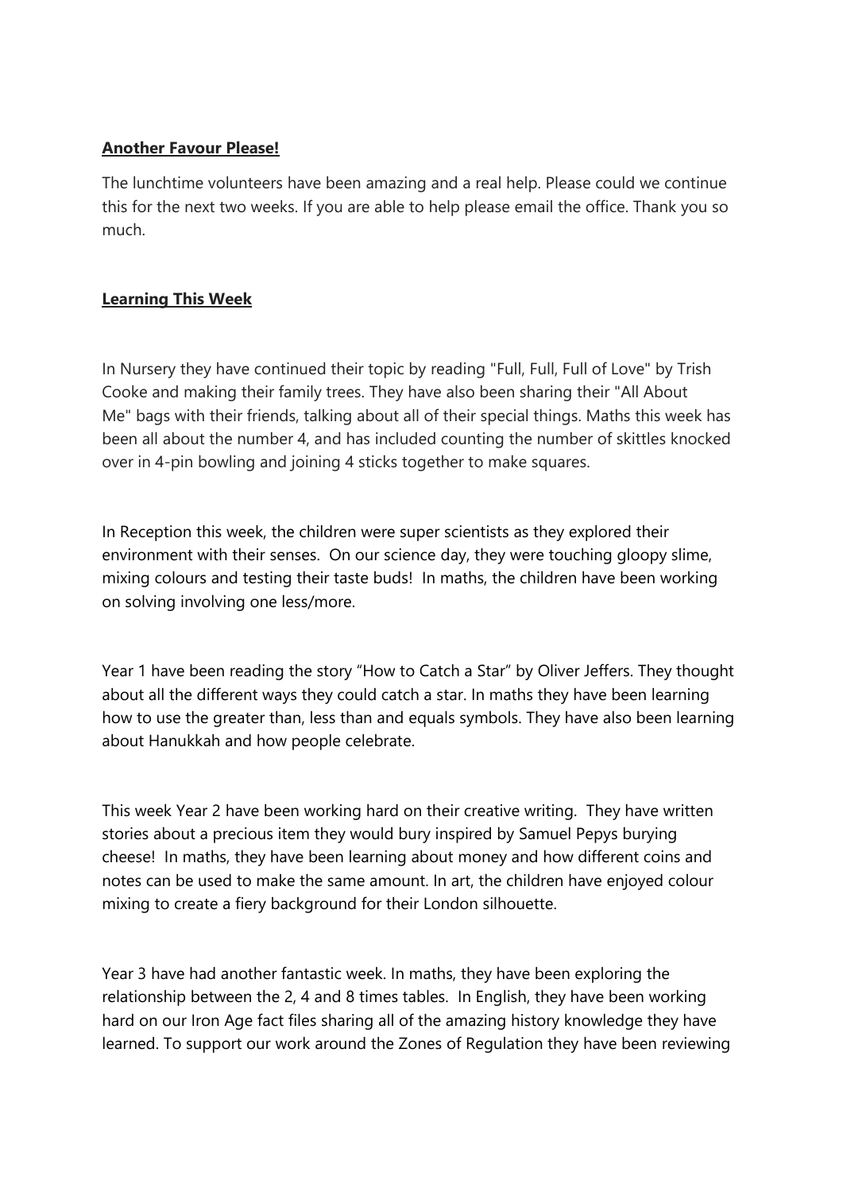**Another Favour Please!**

The lunchtime volunteers have been amazing and a real help. Please could we continue this for the next two weeks. If you are able to help please email the office. Thank you so much.

**Learning This Week**

In Nursery they have continued their topic by reading "Full, Full, Full of Love" by Trish Cooke and making their family trees. They have also been sharing their "All About Me" bags with their friends, talking about all of their special things. Maths this week has been all about the number 4, and has included counting the number of skittles knocked over in 4-pin bowling and joining 4 sticks together to make squares.

In Reception this week, the children were super scientists as they explored their environment with their senses. On our science day, they were touching gloopy slime, mixing colours and testing their taste buds! In maths, the children have been working on solving involving one less/more.

Year 1 have been reading the story "How to Catch a Star" by Oliver Jeffers. They thought about all the different ways they could catch a star. In maths they have been learning how to use the greater than, less than and equals symbols. They have also been learning about Hanukkah and how people celebrate.

This week Year 2 have been working hard on their creative writing. They have written stories about a precious item they would bury inspired by Samuel Pepys burying cheese! In maths, they have been learning about money and how different coins and notes can be used to make the same amount. In art, the children have enjoyed colour mixing to create a fiery background for their London silhouette.

Year 3 have had another fantastic week. In maths, they have been exploring the relationship between the 2, 4 and 8 times tables. In English, they have been working hard on our Iron Age fact files sharing all of the amazing history knowledge they have learned. To support our work around the Zones of Regulation they have been reviewing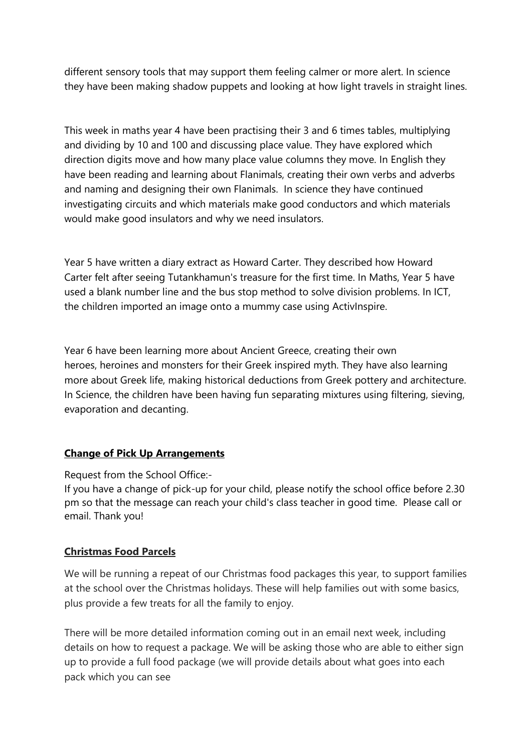different sensory tools that may support them feeling calmer or more alert. In science they have been making shadow puppets and looking at how light travels in straight lines.

This week in maths year 4 have been practising their 3 and 6 times tables, multiplying and dividing by 10 and 100 and discussing place value. They have explored which direction digits move and how many place value columns they move. In English they have been reading and learning about Flanimals, creating their own verbs and adverbs and naming and designing their own Flanimals. In science they have continued investigating circuits and which materials make good conductors and which materials would make good insulators and why we need insulators.

Year 5 have written a diary extract as Howard Carter. They described how Howard Carter felt after seeing Tutankhamun's treasure for the first time. In Maths, Year 5 have used a blank number line and the bus stop method to solve division problems. In ICT, the children imported an image onto a mummy case using ActivInspire.

Year 6 have been learning more about Ancient Greece, creating their own heroes, heroines and monsters for their Greek inspired myth. They have also learning more about Greek life, making historical deductions from Greek pottery and architecture. In Science, the children have been having fun separating mixtures using filtering, sieving, evaporation and decanting.

**Change of Pick Up Arrangements**

Request from the School Office:-
If you have a change of pick-up for your child, please notify the school office before 2.30 pm so that the message can reach your child's class teacher in good time. Please call or email. Thank you!

**Christmas Food Parcels**

We will be running a repeat of our Christmas food packages this year, to support families at the school over the Christmas holidays. These will help families out with some basics, plus provide a few treats for all the family to enjoy.

There will be more detailed information coming out in an email next week, including details on how to request a package. We will be asking those who are able to either sign up to provide a full food package (we will provide details about what goes into each pack which you can see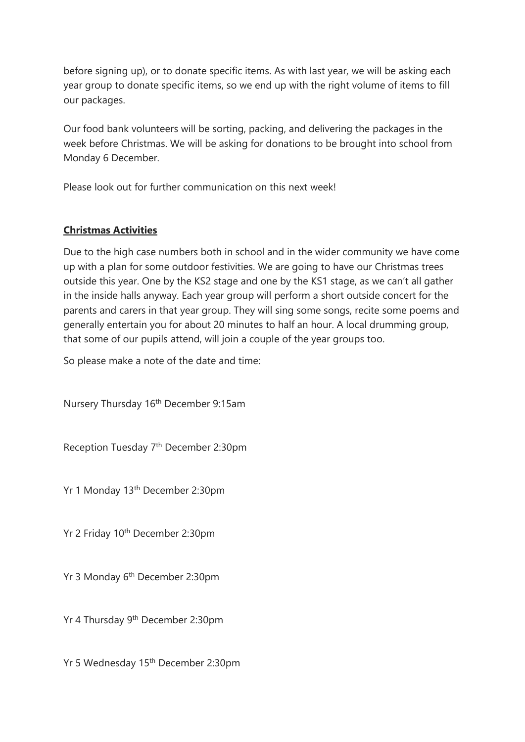before signing up), or to donate specific items. As with last year, we will be asking each year group to donate specific items, so we end up with the right volume of items to fill our packages.

Our food bank volunteers will be sorting, packing, and delivering the packages in the week before Christmas. We will be asking for donations to be brought into school from Monday 6 December.

Please look out for further communication on this next week!

**Christmas Activities**

Due to the high case numbers both in school and in the wider community we have come up with a plan for some outdoor festivities. We are going to have our Christmas trees outside this year. One by the KS2 stage and one by the KS1 stage, as we can't all gather in the inside halls anyway. Each year group will perform a short outside concert for the parents and carers in that year group. They will sing some songs, recite some poems and generally entertain you for about 20 minutes to half an hour. A local drumming group, that some of our pupils attend, will join a couple of the year groups too.

So please make a note of the date and time:

Nursery Thursday 16th December 9:15am

Reception Tuesday 7th December 2:30pm

Yr 1 Monday 13th December 2:30pm

Yr 2 Friday 10th December 2:30pm

Yr 3 Monday 6th December 2:30pm

Yr 4 Thursday 9th December 2:30pm

Yr 5 Wednesday 15th December 2:30pm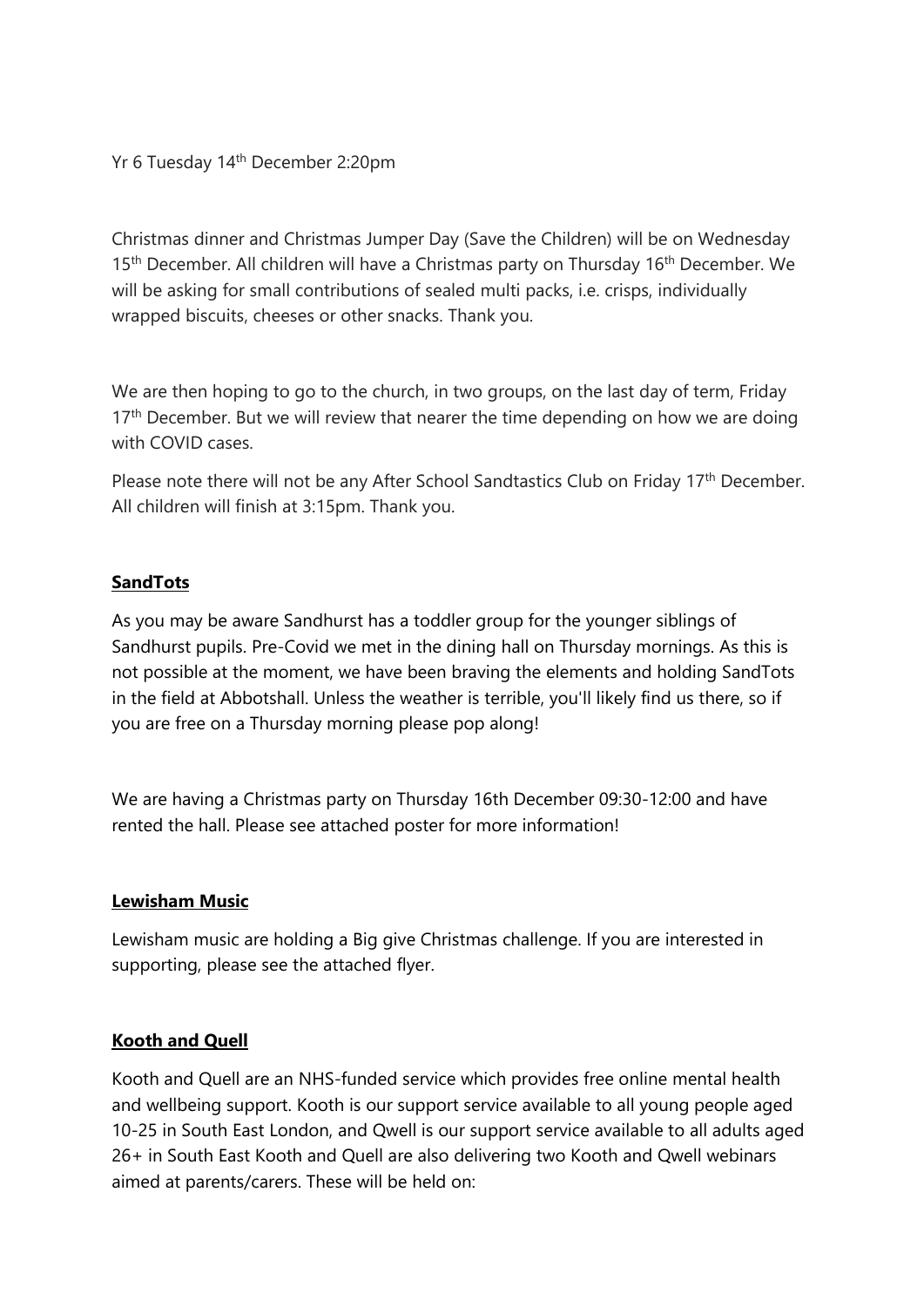Yr 6 Tuesday 14th December 2:20pm

Christmas dinner and Christmas Jumper Day (Save the Children) will be on Wednesday 15th December. All children will have a Christmas party on Thursday 16th December. We will be asking for small contributions of sealed multi packs, i.e. crisps, individually wrapped biscuits, cheeses or other snacks. Thank you.

We are then hoping to go to the church, in two groups, on the last day of term, Friday 17th December. But we will review that nearer the time depending on how we are doing with COVID cases.

Please note there will not be any After School Sandtastics Club on Friday 17th December. All children will finish at 3:15pm. Thank you.

**SandTots**

As you may be aware Sandhurst has a toddler group for the younger siblings of Sandhurst pupils. Pre-Covid we met in the dining hall on Thursday mornings. As this is not possible at the moment, we have been braving the elements and holding SandTots in the field at Abbotshall. Unless the weather is terrible, you'll likely find us there, so if you are free on a Thursday morning please pop along!

We are having a Christmas party on Thursday 16th December 09:30-12:00 and have rented the hall. Please see attached poster for more information!

**Lewisham Music**

Lewisham music are holding a Big give Christmas challenge. If you are interested in supporting, please see the attached flyer.

**Kooth and Quell**

Kooth and Quell are an NHS-funded service which provides free online mental health and wellbeing support. Kooth is our support service available to all young people aged 10-25 in South East London, and Qwell is our support service available to all adults aged 26+ in South East Kooth and Quell are also delivering two Kooth and Qwell webinars aimed at parents/carers. These will be held on: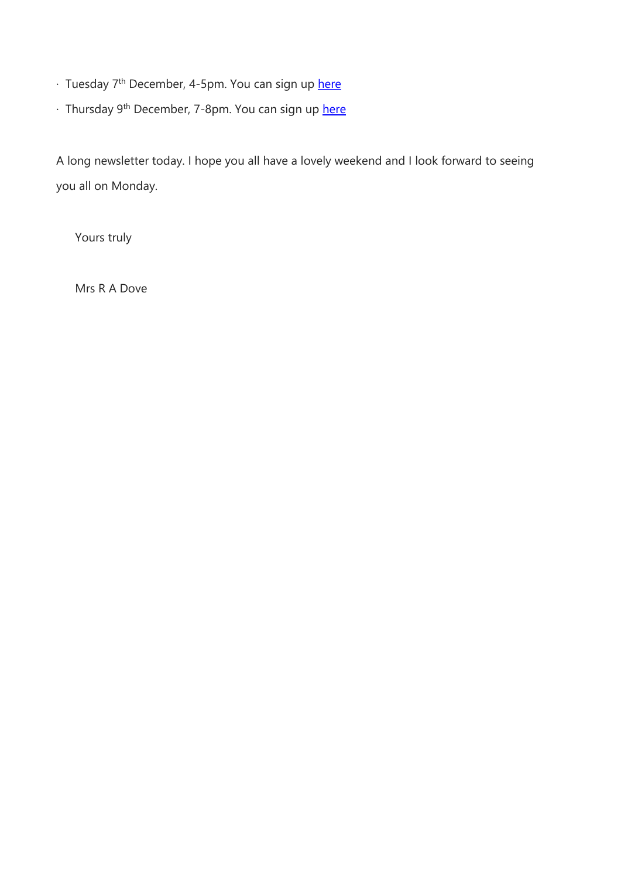- Tuesday 7th December, 4-5pm. You can sign up here
- Thursday 9th December, 7-8pm. You can sign up here

A long newsletter today. I hope you all have a lovely weekend and I look forward to seeing you all on Monday.

Yours truly

Mrs R A Dove